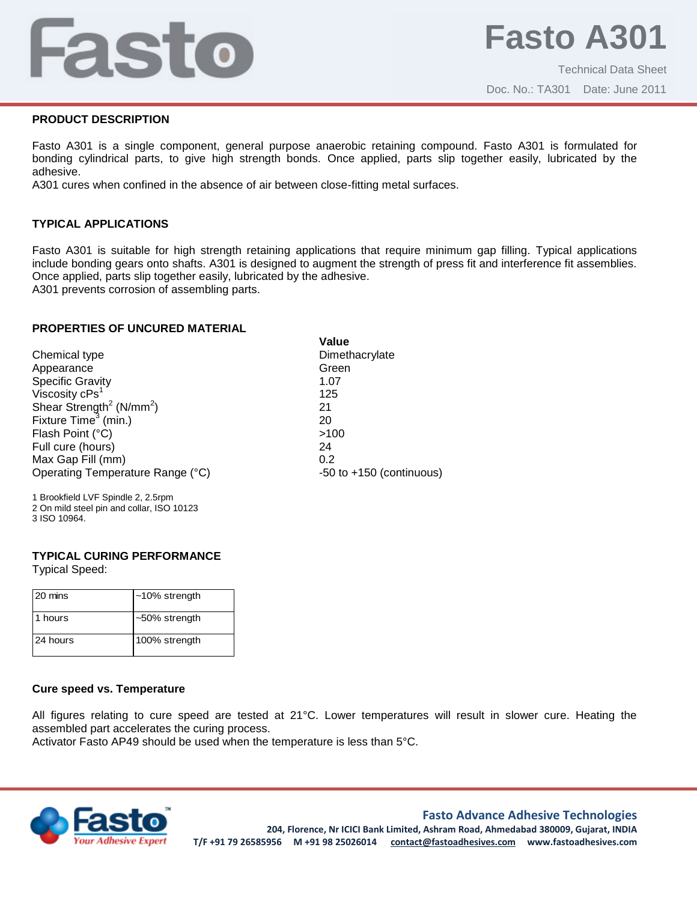# Fasto A301

Technical Data Sheet

Doc. No.: TA301 Date: June 2011

## PRODUCT DESCRIPTION

Fasto A301 is a single component, general purpose anaerobic retaining compound. Fasto A301 is formulated for bonding cylindrical parts, to give high strength bonds. Once applied, parts slip together easily, lubricated by the adhesive.
A301 cures when confined in the absence of air between close-fitting metal surfaces.

## TYPICAL APPLICATIONS

Fasto A301 is suitable for high strength retaining applications that require minimum gap filling. Typical applications include bonding gears onto shafts. A301 is designed to augment the strength of press fit and interference fit assemblies. Once applied, parts slip together easily, lubricated by the adhesive.
A301 prevents corrosion of assembling parts.

## PROPERTIES OF UNCURED MATERIAL

| | Value |
|---|---|
| Chemical type | Dimethacrylate |
| Appearance | Green |
| Specific Gravity | 1.07 |
| Viscosity cPs[1] | 125 |
| Shear Strength[2] ($N/mm^2$) | 21 |
| Fixture Time[3] (min.) | 20 |
| Flash Point (°C) | >100 |
| Full cure (hours) | 24 |
| Max Gap Fill (mm) | 0.2 |
| Operating Temperature Range (°C) | -50 to +150 (continuous) |

1 Brookfield LVF Spindle 2, 2.5rpm
2 On mild steel pin and collar, ISO 10123
3 ISO 10964.

## TYPICAL CURING PERFORMANCE

Typical Speed:

| | |
|---|---|
| 20 mins | ~10% strength |
| 1 hours | ~50% strength |
| 24 hours | 100% strength |

### Cure speed vs. Temperature

All figures relating to cure speed are tested at 21°C. Lower temperatures will result in slower cure. Heating the assembled part accelerates the curing process.
Activator Fasto AP49 should be used when the temperature is less than 5°C.

**Fasto Advance Adhesive Technologies**
204, Florence, Nr ICICI Bank Limited, Ashram Road, Ahmedabad 380009, Gujarat, INDIA
T/F +91 79 26585956 M +91 98 25026014 contact@fastoadhesives.com www.fastoadhesives.com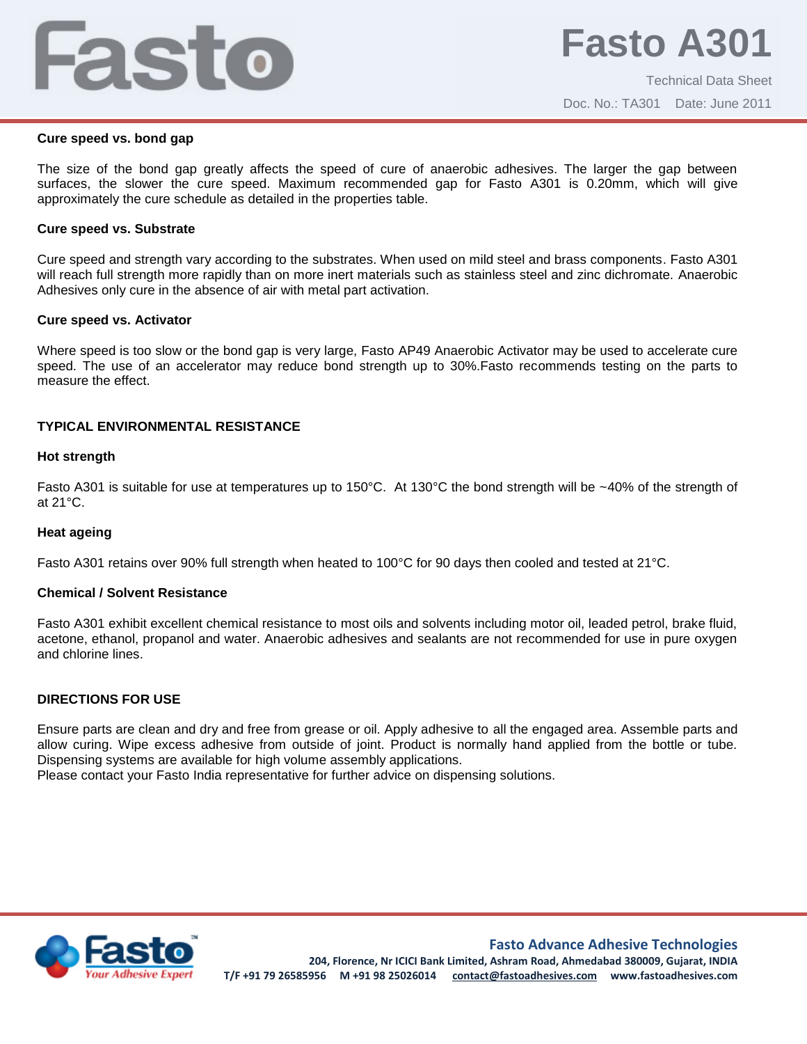**Cure speed vs. bond gap**

The size of the bond gap greatly affects the speed of cure of anaerobic adhesives. The larger the gap between surfaces, the slower the cure speed. Maximum recommended gap for Fasto A301 is 0.20mm, which will give approximately the cure schedule as detailed in the properties table.

**Cure speed vs. Substrate**

Cure speed and strength vary according to the substrates. When used on mild steel and brass components. Fasto A301 will reach full strength more rapidly than on more inert materials such as stainless steel and zinc dichromate. Anaerobic Adhesives only cure in the absence of air with metal part activation.

**Cure speed vs. Activator**

Where speed is too slow or the bond gap is very large, Fasto AP49 Anaerobic Activator may be used to accelerate cure speed. The use of an accelerator may reduce bond strength up to 30%.Fasto recommends testing on the parts to measure the effect.

## TYPICAL ENVIRONMENTAL RESISTANCE

**Hot strength**

Fasto A301 is suitable for use at temperatures up to 150°C. At 130°C the bond strength will be ~40% of the strength of at 21°C.

**Heat ageing**

Fasto A301 retains over 90% full strength when heated to 100°C for 90 days then cooled and tested at 21°C.

**Chemical / Solvent Resistance**

Fasto A301 exhibit excellent chemical resistance to most oils and solvents including motor oil, leaded petrol, brake fluid, acetone, ethanol, propanol and water. Anaerobic adhesives and sealants are not recommended for use in pure oxygen and chlorine lines.

## DIRECTIONS FOR USE

Ensure parts are clean and dry and free from grease or oil. Apply adhesive to all the engaged area. Assemble parts and allow curing. Wipe excess adhesive from outside of joint. Product is normally hand applied from the bottle or tube. Dispensing systems are available for high volume assembly applications.
Please contact your Fasto India representative for further advice on dispensing solutions.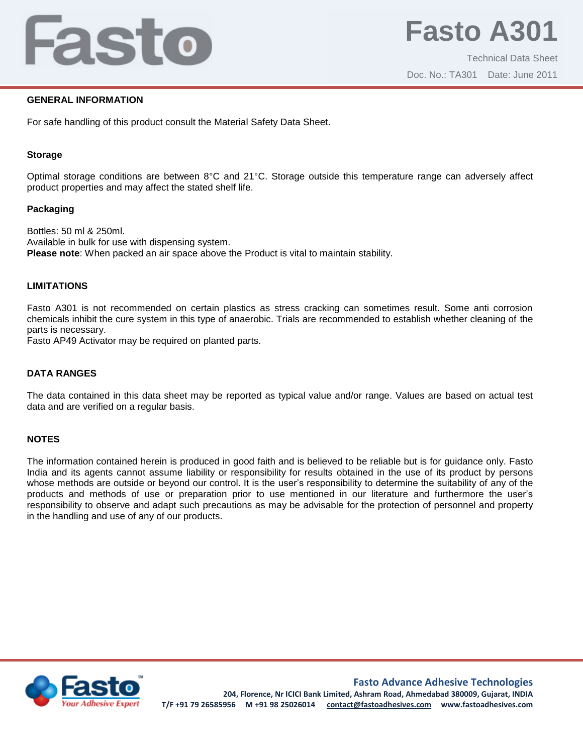## GENERAL INFORMATION

For safe handling of this product consult the Material Safety Data Sheet.

### Storage

Optimal storage conditions are between 8°C and 21°C. Storage outside this temperature range can adversely affect product properties and may affect the stated shelf life.

### Packaging

Bottles: 50 ml & 250ml.
Available in bulk for use with dispensing system.
**Please note**: When packed an air space above the Product is vital to maintain stability.

## LIMITATIONS

Fasto A301 is not recommended on certain plastics as stress cracking can sometimes result. Some anti corrosion chemicals inhibit the cure system in this type of anaerobic. Trials are recommended to establish whether cleaning of the parts is necessary.
Fasto AP49 Activator may be required on planted parts.

## DATA RANGES

The data contained in this data sheet may be reported as typical value and/or range. Values are based on actual test data and are verified on a regular basis.

## NOTES

The information contained herein is produced in good faith and is believed to be reliable but is for guidance only. Fasto India and its agents cannot assume liability or responsibility for results obtained in the use of its product by persons whose methods are outside or beyond our control. It is the user's responsibility to determine the suitability of any of the products and methods of use or preparation prior to use mentioned in our literature and furthermore the user's responsibility to observe and adapt such precautions as may be advisable for the protection of personnel and property in the handling and use of any of our products.